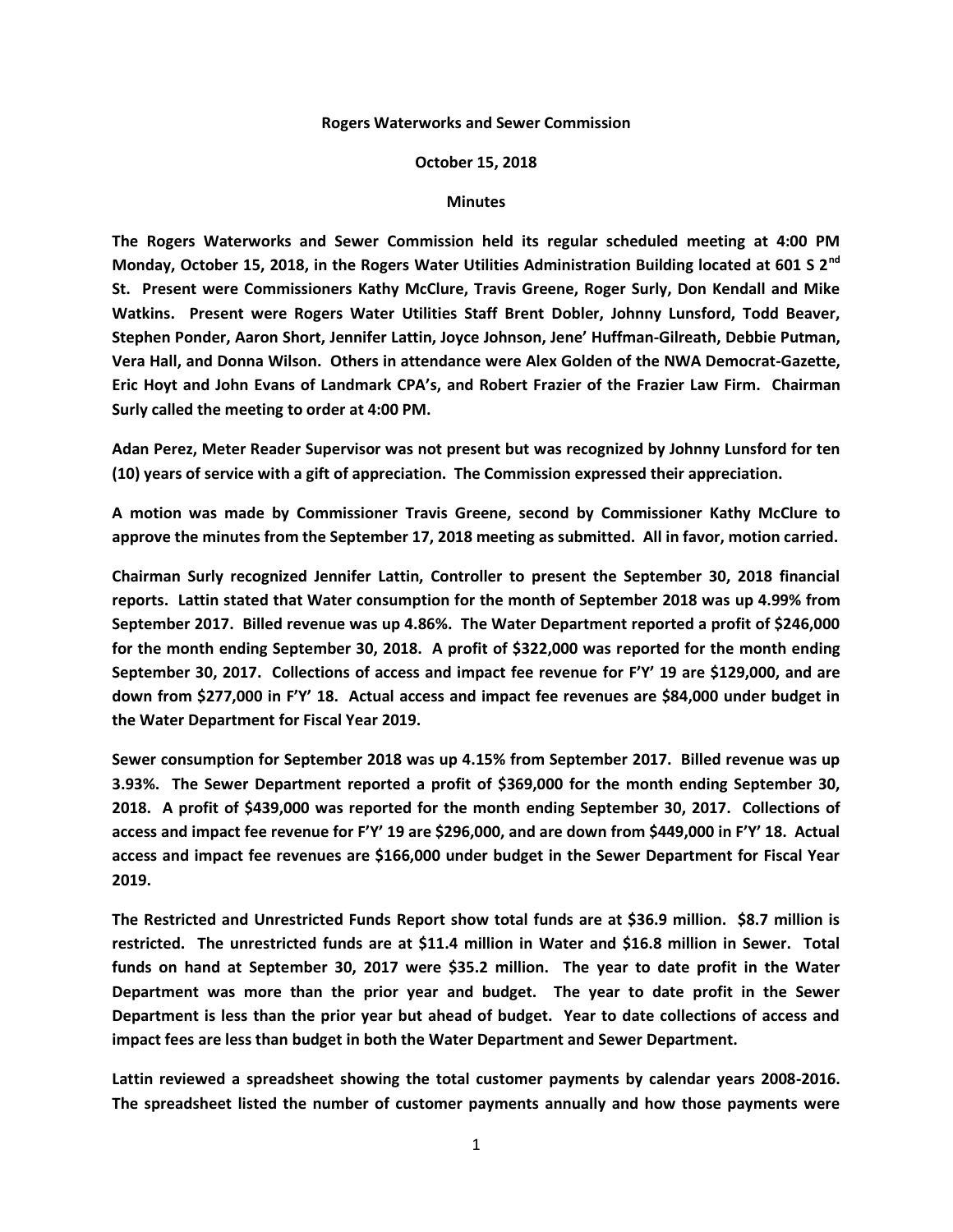**Rogers Waterworks and Sewer Commission**

**October 15, 2018**

**Minutes**

**The Rogers Waterworks and Sewer Commission held its regular scheduled meeting at 4:00 PM Monday, October 15, 2018, in the Rogers Water Utilities Administration Building located at 601 S 2nd St. Present were Commissioners Kathy McClure, Travis Greene, Roger Surly, Don Kendall and Mike Watkins. Present were Rogers Water Utilities Staff Brent Dobler, Johnny Lunsford, Todd Beaver, Stephen Ponder, Aaron Short, Jennifer Lattin, Joyce Johnson, Jene' Huffman-Gilreath, Debbie Putman, Vera Hall, and Donna Wilson. Others in attendance were Alex Golden of the NWA Democrat-Gazette, Eric Hoyt and John Evans of Landmark CPA's, and Robert Frazier of the Frazier Law Firm. Chairman Surly called the meeting to order at 4:00 PM.**

**Adan Perez, Meter Reader Supervisor was not present but was recognized by Johnny Lunsford for ten (10) years of service with a gift of appreciation. The Commission expressed their appreciation.**

**A motion was made by Commissioner Travis Greene, second by Commissioner Kathy McClure to approve the minutes from the September 17, 2018 meeting as submitted. All in favor, motion carried.**

**Chairman Surly recognized Jennifer Lattin, Controller to present the September 30, 2018 financial reports. Lattin stated that Water consumption for the month of September 2018 was up 4.99% from September 2017. Billed revenue was up 4.86%. The Water Department reported a profit of $246,000 for the month ending September 30, 2018. A profit of $322,000 was reported for the month ending September 30, 2017. Collections of access and impact fee revenue for F'Y' 19 are $129,000, and are down from $277,000 in F'Y' 18. Actual access and impact fee revenues are $84,000 under budget in the Water Department for Fiscal Year 2019.**

**Sewer consumption for September 2018 was up 4.15% from September 2017. Billed revenue was up 3.93%. The Sewer Department reported a profit of $369,000 for the month ending September 30, 2018. A profit of $439,000 was reported for the month ending September 30, 2017. Collections of access and impact fee revenue for F'Y' 19 are $296,000, and are down from $449,000 in F'Y' 18. Actual access and impact fee revenues are $166,000 under budget in the Sewer Department for Fiscal Year 2019.**

**The Restricted and Unrestricted Funds Report show total funds are at $36.9 million. $8.7 million is restricted. The unrestricted funds are at $11.4 million in Water and $16.8 million in Sewer. Total funds on hand at September 30, 2017 were $35.2 million. The year to date profit in the Water Department was more than the prior year and budget. The year to date profit in the Sewer Department is less than the prior year but ahead of budget. Year to date collections of access and impact fees are less than budget in both the Water Department and Sewer Department.**

**Lattin reviewed a spreadsheet showing the total customer payments by calendar years 2008-2016. The spreadsheet listed the number of customer payments annually and how those payments were**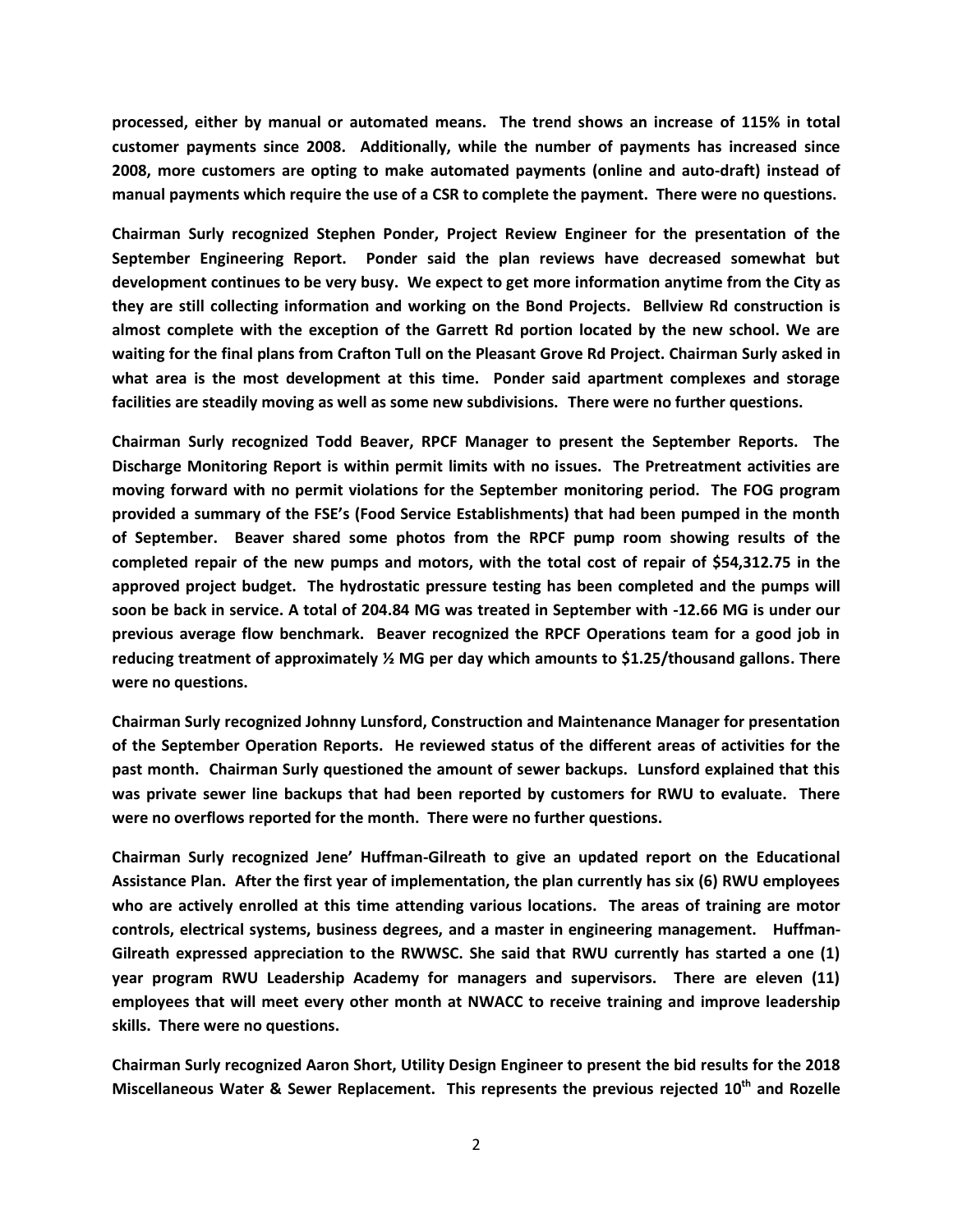**processed, either by manual or automated means. The trend shows an increase of 115% in total customer payments since 2008. Additionally, while the number of payments has increased since 2008, more customers are opting to make automated payments (online and auto-draft) instead of manual payments which require the use of a CSR to complete the payment. There were no questions.**

**Chairman Surly recognized Stephen Ponder, Project Review Engineer for the presentation of the September Engineering Report. Ponder said the plan reviews have decreased somewhat but development continues to be very busy. We expect to get more information anytime from the City as they are still collecting information and working on the Bond Projects. Bellview Rd construction is almost complete with the exception of the Garrett Rd portion located by the new school. We are waiting for the final plans from Crafton Tull on the Pleasant Grove Rd Project. Chairman Surly asked in what area is the most development at this time. Ponder said apartment complexes and storage facilities are steadily moving as well as some new subdivisions. There were no further questions.**

**Chairman Surly recognized Todd Beaver, RPCF Manager to present the September Reports. The Discharge Monitoring Report is within permit limits with no issues. The Pretreatment activities are moving forward with no permit violations for the September monitoring period. The FOG program provided a summary of the FSE's (Food Service Establishments) that had been pumped in the month of September. Beaver shared some photos from the RPCF pump room showing results of the completed repair of the new pumps and motors, with the total cost of repair of $54,312.75 in the approved project budget. The hydrostatic pressure testing has been completed and the pumps will soon be back in service. A total of 204.84 MG was treated in September with -12.66 MG is under our previous average flow benchmark. Beaver recognized the RPCF Operations team for a good job in reducing treatment of approximately ½ MG per day which amounts to $1.25/thousand gallons. There were no questions.**

**Chairman Surly recognized Johnny Lunsford, Construction and Maintenance Manager for presentation of the September Operation Reports. He reviewed status of the different areas of activities for the past month. Chairman Surly questioned the amount of sewer backups. Lunsford explained that this was private sewer line backups that had been reported by customers for RWU to evaluate. There were no overflows reported for the month. There were no further questions.**

**Chairman Surly recognized Jene' Huffman-Gilreath to give an updated report on the Educational Assistance Plan. After the first year of implementation, the plan currently has six (6) RWU employees who are actively enrolled at this time attending various locations. The areas of training are motor controls, electrical systems, business degrees, and a master in engineering management. Huffman-Gilreath expressed appreciation to the RWWSC. She said that RWU currently has started a one (1) year program RWU Leadership Academy for managers and supervisors. There are eleven (11) employees that will meet every other month at NWACC to receive training and improve leadership skills. There were no questions.**

**Chairman Surly recognized Aaron Short, Utility Design Engineer to present the bid results for the 2018 Miscellaneous Water & Sewer Replacement. This represents the previous rejected 10th and Rozelle**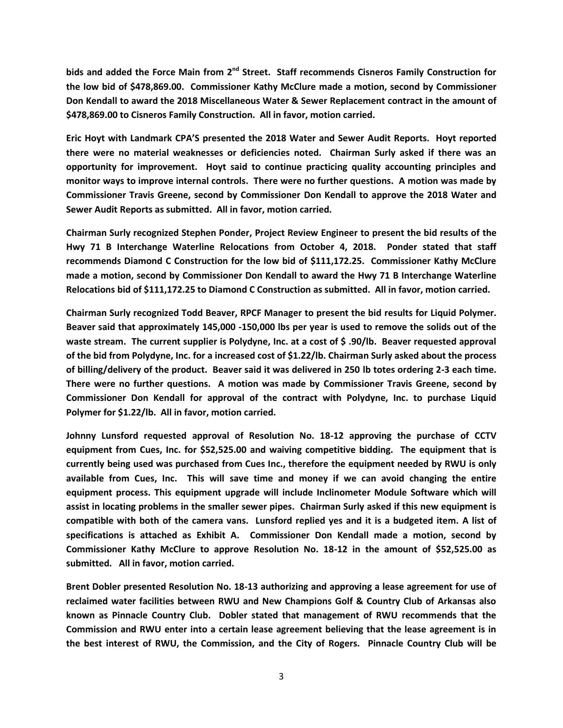**bids and added the Force Main from 2nd Street. Staff recommends Cisneros Family Construction for the low bid of $478,869.00. Commissioner Kathy McClure made a motion, second by Commissioner Don Kendall to award the 2018 Miscellaneous Water & Sewer Replacement contract in the amount of $478,869.00 to Cisneros Family Construction. All in favor, motion carried.**

**Eric Hoyt with Landmark CPA'S presented the 2018 Water and Sewer Audit Reports. Hoyt reported there were no material weaknesses or deficiencies noted. Chairman Surly asked if there was an opportunity for improvement. Hoyt said to continue practicing quality accounting principles and monitor ways to improve internal controls. There were no further questions. A motion was made by Commissioner Travis Greene, second by Commissioner Don Kendall to approve the 2018 Water and Sewer Audit Reports as submitted. All in favor, motion carried.**

**Chairman Surly recognized Stephen Ponder, Project Review Engineer to present the bid results of the Hwy 71 B Interchange Waterline Relocations from October 4, 2018. Ponder stated that staff recommends Diamond C Construction for the low bid of $111,172.25. Commissioner Kathy McClure made a motion, second by Commissioner Don Kendall to award the Hwy 71 B Interchange Waterline Relocations bid of $111,172.25 to Diamond C Construction as submitted. All in favor, motion carried.**

**Chairman Surly recognized Todd Beaver, RPCF Manager to present the bid results for Liquid Polymer. Beaver said that approximately 145,000 -150,000 lbs per year is used to remove the solids out of the waste stream. The current supplier is Polydyne, Inc. at a cost of $ .90/lb. Beaver requested approval of the bid from Polydyne, Inc. for a increased cost of $1.22/lb. Chairman Surly asked about the process of billing/delivery of the product. Beaver said it was delivered in 250 lb totes ordering 2-3 each time. There were no further questions. A motion was made by Commissioner Travis Greene, second by Commissioner Don Kendall for approval of the contract with Polydyne, Inc. to purchase Liquid Polymer for $1.22/lb. All in favor, motion carried.**

**Johnny Lunsford requested approval of Resolution No. 18-12 approving the purchase of CCTV equipment from Cues, Inc. for $52,525.00 and waiving competitive bidding. The equipment that is currently being used was purchased from Cues Inc., therefore the equipment needed by RWU is only available from Cues, Inc. This will save time and money if we can avoid changing the entire equipment process. This equipment upgrade will include Inclinometer Module Software which will assist in locating problems in the smaller sewer pipes. Chairman Surly asked if this new equipment is compatible with both of the camera vans. Lunsford replied yes and it is a budgeted item. A list of specifications is attached as Exhibit A. Commissioner Don Kendall made a motion, second by Commissioner Kathy McClure to approve Resolution No. 18-12 in the amount of $52,525.00 as submitted. All in favor, motion carried.**

**Brent Dobler presented Resolution No. 18-13 authorizing and approving a lease agreement for use of reclaimed water facilities between RWU and New Champions Golf & Country Club of Arkansas also known as Pinnacle Country Club. Dobler stated that management of RWU recommends that the Commission and RWU enter into a certain lease agreement believing that the lease agreement is in the best interest of RWU, the Commission, and the City of Rogers. Pinnacle Country Club will be**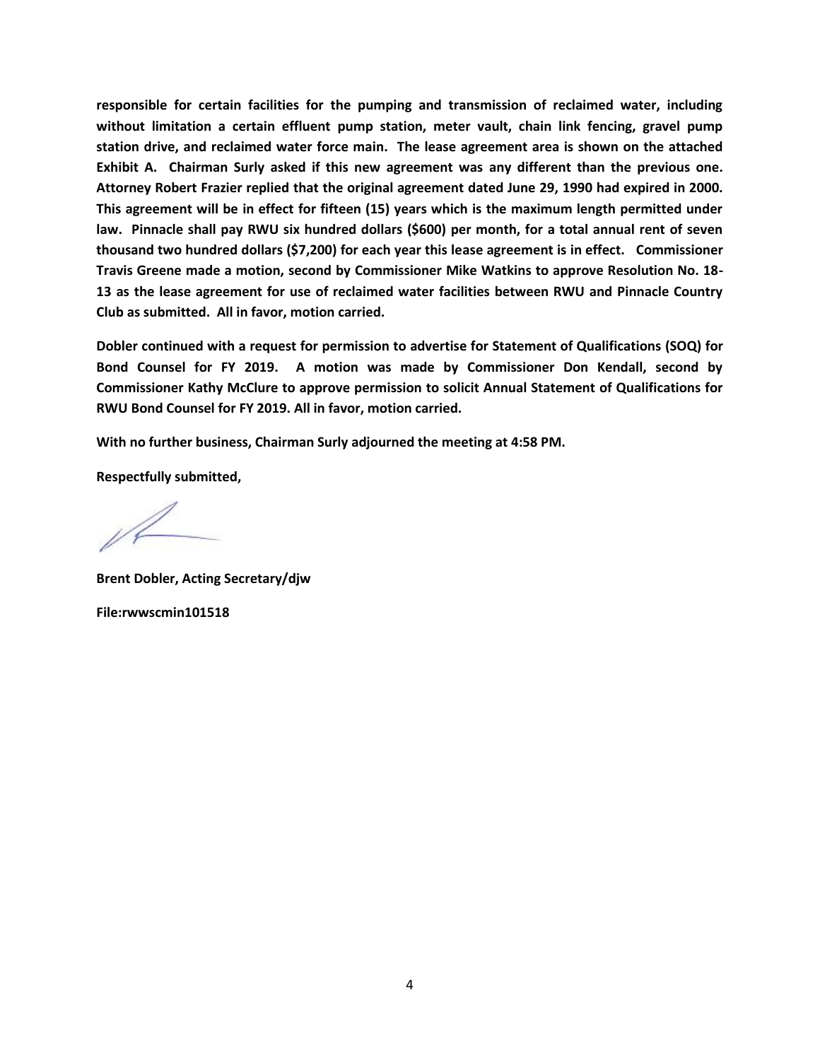**responsible for certain facilities for the pumping and transmission of reclaimed water, including without limitation a certain effluent pump station, meter vault, chain link fencing, gravel pump station drive, and reclaimed water force main. The lease agreement area is shown on the attached Exhibit A. Chairman Surly asked if this new agreement was any different than the previous one. Attorney Robert Frazier replied that the original agreement dated June 29, 1990 had expired in 2000. This agreement will be in effect for fifteen (15) years which is the maximum length permitted under law. Pinnacle shall pay RWU six hundred dollars ($600) per month, for a total annual rent of seven thousand two hundred dollars ($7,200) for each year this lease agreement is in effect. Commissioner Travis Greene made a motion, second by Commissioner Mike Watkins to approve Resolution No. 18-13 as the lease agreement for use of reclaimed water facilities between RWU and Pinnacle Country Club as submitted. All in favor, motion carried.**

**Dobler continued with a request for permission to advertise for Statement of Qualifications (SOQ) for Bond Counsel for FY 2019. A motion was made by Commissioner Don Kendall, second by Commissioner Kathy McClure to approve permission to solicit Annual Statement of Qualifications for RWU Bond Counsel for FY 2019. All in favor, motion carried.**

**With no further business, Chairman Surly adjourned the meeting at 4:58 PM.**

**Respectfully submitted,**

**Brent Dobler, Acting Secretary/djw**

**File:rwwscmin101518**